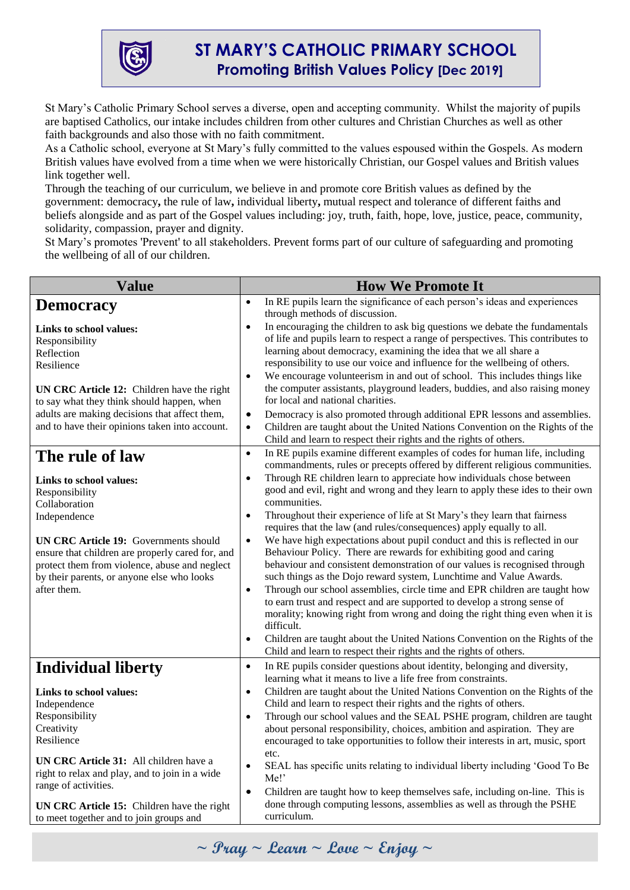# ST MARY'S CATHOLIC PRIMARY SCHOOL

## Promoting British Values Policy [Dec 2019]

St Mary's Catholic Primary School serves a diverse, open and accepting community. Whilst the majority of pupils are baptised Catholics, our intake includes children from other cultures and Christian Churches as well as other faith backgrounds and also those with no faith commitment.

As a Catholic school, everyone at St Mary's fully committed to the values espoused within the Gospels. As modern British values have evolved from a time when we were historically Christian, our Gospel values and British values link together well.

Through the teaching of our curriculum, we believe in and promote core British values as defined by the government: democracy**,** the rule of law**,** individual liberty**,** mutual respect and tolerance of different faiths and beliefs alongside and as part of the Gospel values including: joy, truth, faith, hope, love, justice, peace, community, solidarity, compassion, prayer and dignity.

St Mary's promotes 'Prevent' to all stakeholders. Prevent forms part of our culture of safeguarding and promoting the wellbeing of all of our children.

| Value | How We Promote It |
|---|---|
| **Democracy**<br><br>**Links to school values:**<br>Responsibility<br>Reflection<br>Resilience<br><br>**UN CRC Article 12:** Children have the right to say what they think should happen, when adults are making decisions that affect them, and to have their opinions taken into account. | • In RE pupils learn the significance of each person's ideas and experiences through methods of discussion.<br>• In encouraging the children to ask big questions we debate the fundamentals of life and pupils learn to respect a range of perspectives. This contributes to learning about democracy, examining the idea that we all share a responsibility to use our voice and influence for the wellbeing of others.<br>• We encourage volunteerism in and out of school. This includes things like the computer assistants, playground leaders, buddies, and also raising money for local and national charities.<br>• Democracy is also promoted through additional EPR lessons and assemblies.<br>• Children are taught about the United Nations Convention on the Rights of the Child and learn to respect their rights and the rights of others. |
| **The rule of law**<br><br>**Links to school values:**<br>Responsibility<br>Collaboration<br>Independence<br><br>**UN CRC Article 19:** Governments should ensure that children are properly cared for, and protect them from violence, abuse and neglect by their parents, or anyone else who looks after them. | • In RE pupils examine different examples of codes for human life, including commandments, rules or precepts offered by different religious communities.<br>• Through RE children learn to appreciate how individuals chose between good and evil, right and wrong and they learn to apply these ides to their own communities.<br>• Throughout their experience of life at St Mary's they learn that fairness requires that the law (and rules/consequences) apply equally to all.<br>• We have high expectations about pupil conduct and this is reflected in our Behaviour Policy. There are rewards for exhibiting good and caring behaviour and consistent demonstration of our values is recognised through such things as the Dojo reward system, Lunchtime and Value Awards.<br>• Through our school assemblies, circle time and EPR children are taught how to earn trust and respect and are supported to develop a strong sense of morality; knowing right from wrong and doing the right thing even when it is difficult.<br>• Children are taught about the United Nations Convention on the Rights of the Child and learn to respect their rights and the rights of others. |
| **Individual liberty**<br><br>**Links to school values:**<br>Independence<br>Responsibility<br>Creativity<br>Resilience<br><br>**UN CRC Article 31:** All children have a right to relax and play, and to join in a wide range of activities.<br><br>**UN CRC Article 15:** Children have the right to meet together and to join groups and | • In RE pupils consider questions about identity, belonging and diversity, learning what it means to live a life free from constraints.<br>• Children are taught about the United Nations Convention on the Rights of the Child and learn to respect their rights and the rights of others.<br>• Through our school values and the SEAL PSHE program, children are taught about personal responsibility, choices, ambition and aspiration. They are encouraged to take opportunities to follow their interests in art, music, sport etc.<br>• SEAL has specific units relating to individual liberty including 'Good To Be Me!'<br>• Children are taught how to keep themselves safe, including on-line. This is done through computing lessons, assemblies as well as through the PSHE curriculum. |

~ Pray ~ Learn ~ Love ~ Enjoy ~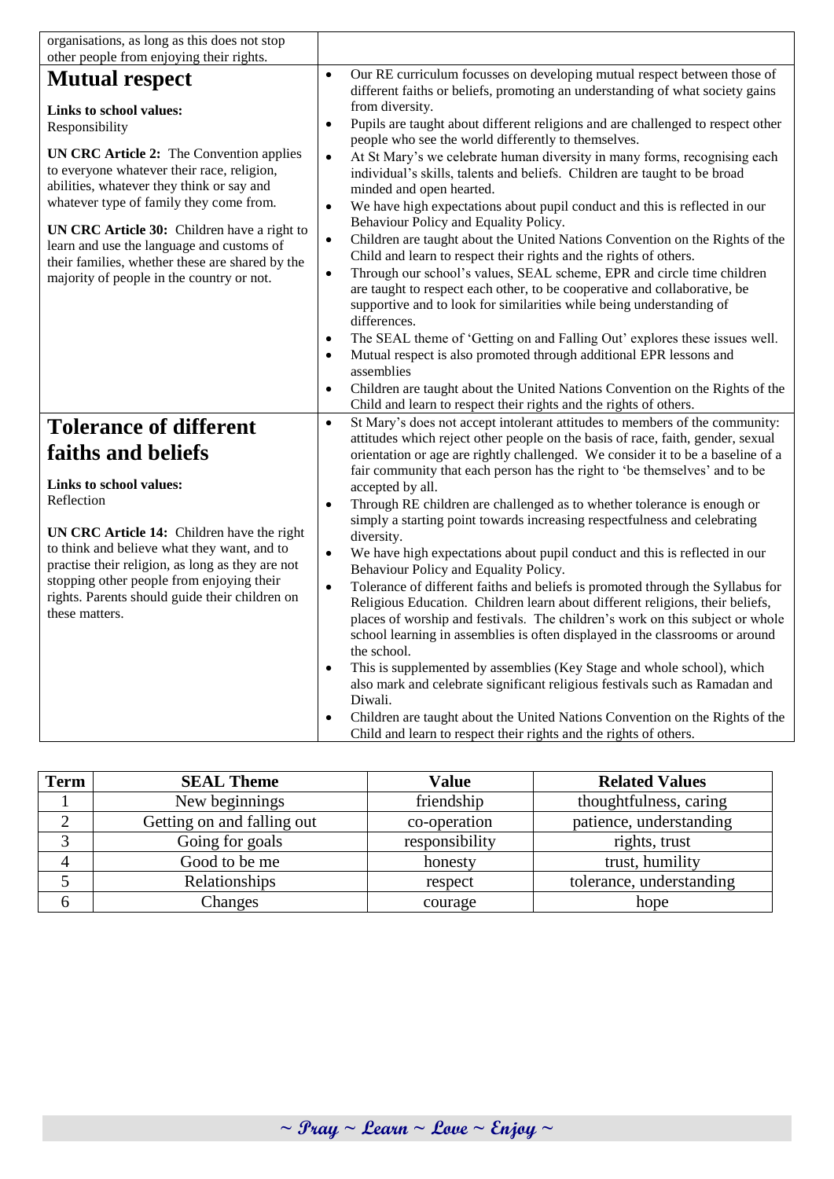| | |
|---|---|
| organisations, as long as this does not stop other people from enjoying their rights. | |
| **Mutual respect**<br><br>**Links to school values:**<br>Responsibility<br><br>**UN CRC Article 2:** The Convention applies to everyone whatever their race, religion, abilities, whatever they think or say and whatever type of family they come from.<br><br>**UN CRC Article 30:** Children have a right to learn and use the language and customs of their families, whether these are shared by the majority of people in the country or not. | • Our RE curriculum focusses on developing mutual respect between those of different faiths or beliefs, promoting an understanding of what society gains from diversity.<br>• Pupils are taught about different religions and are challenged to respect other people who see the world differently to themselves.<br>• At St Mary's we celebrate human diversity in many forms, recognising each individual's skills, talents and beliefs. Children are taught to be broad minded and open hearted.<br>• We have high expectations about pupil conduct and this is reflected in our Behaviour Policy and Equality Policy.<br>• Children are taught about the United Nations Convention on the Rights of the Child and learn to respect their rights and the rights of others.<br>• Through our school's values, SEAL scheme, EPR and circle time children are taught to respect each other, to be cooperative and collaborative, be supportive and to look for similarities while being understanding of differences.<br>• The SEAL theme of 'Getting on and Falling Out' explores these issues well.<br>• Mutual respect is also promoted through additional EPR lessons and assemblies<br>• Children are taught about the United Nations Convention on the Rights of the Child and learn to respect their rights and the rights of others. |
| **Tolerance of different faiths and beliefs**<br><br>**Links to school values:**<br>Reflection<br><br>**UN CRC Article 14:** Children have the right to think and believe what they want, and to practise their religion, as long as they are not stopping other people from enjoying their rights. Parents should guide their children on these matters. | • St Mary's does not accept intolerant attitudes to members of the community: attitudes which reject other people on the basis of race, faith, gender, sexual orientation or age are rightly challenged. We consider it to be a baseline of a fair community that each person has the right to 'be themselves' and to be accepted by all.<br>• Through RE children are challenged as to whether tolerance is enough or simply a starting point towards increasing respectfulness and celebrating diversity.<br>• We have high expectations about pupil conduct and this is reflected in our Behaviour Policy and Equality Policy.<br>• Tolerance of different faiths and beliefs is promoted through the Syllabus for Religious Education. Children learn about different religions, their beliefs, places of worship and festivals. The children's work on this subject or whole school learning in assemblies is often displayed in the classrooms or around the school.<br>• This is supplemented by assemblies (Key Stage and whole school), which also mark and celebrate significant religious festivals such as Ramadan and Diwali.<br>• Children are taught about the United Nations Convention on the Rights of the Child and learn to respect their rights and the rights of others. |

| Term | SEAL Theme | Value | Related Values |
|---|---|---|---|
| 1 | New beginnings | friendship | thoughtfulness, caring |
| 2 | Getting on and falling out | co-operation | patience, understanding |
| 3 | Going for goals | responsibility | rights, trust |
| 4 | Good to be me | honesty | trust, humility |
| 5 | Relationships | respect | tolerance, understanding |
| 6 | Changes | courage | hope |

~ Pray ~ Learn ~ Love ~ Enjoy ~